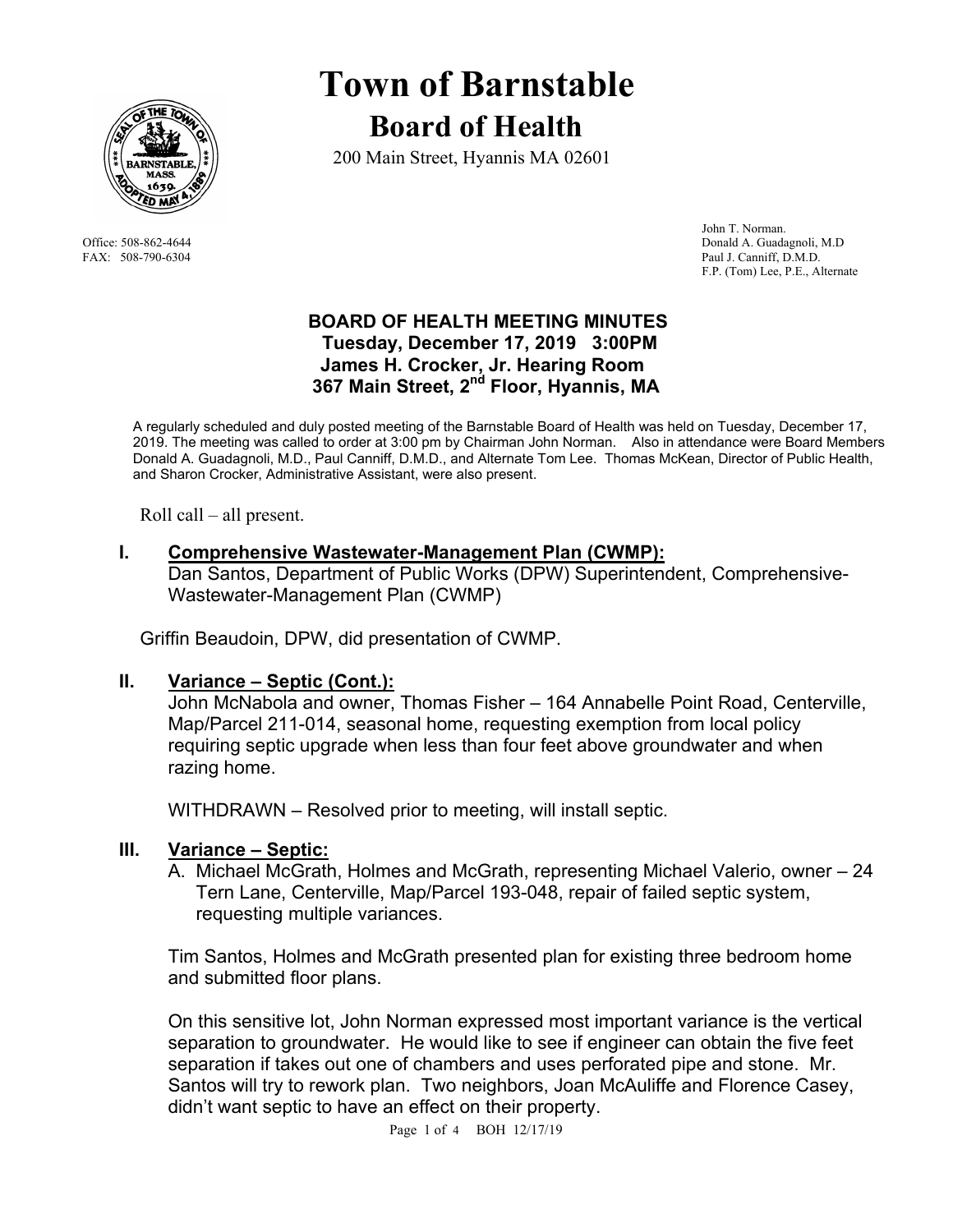# Town of Barnstable

## Board of Health

200 Main Street, Hyannis MA 02601

Office: 508-862-4644
FAX: 508-790-6304

John T. Norman.
Donald A. Guadagnoli, M.D
Paul J. Canniff, D.M.D.
F.P. (Tom) Lee, P.E., Alternate

### BOARD OF HEALTH MEETING MINUTES
**Tuesday, December 17, 2019 3:00PM**
**James H. Crocker, Jr. Hearing Room**
**367 Main Street, 2nd Floor, Hyannis, MA**

A regularly scheduled and duly posted meeting of the Barnstable Board of Health was held on Tuesday, December 17, 2019. The meeting was called to order at 3:00 pm by Chairman John Norman. Also in attendance were Board Members Donald A. Guadagnoli, M.D., Paul Canniff, D.M.D., and Alternate Tom Lee. Thomas McKean, Director of Public Health, and Sharon Crocker, Administrative Assistant, were also present.

Roll call – all present.

**I. Comprehensive Wastewater-Management Plan (CWMP):**
Dan Santos, Department of Public Works (DPW) Superintendent, Comprehensive-Wastewater-Management Plan (CWMP)

Griffin Beaudoin, DPW, did presentation of CWMP.

**II. Variance – Septic (Cont.):**
John McNabola and owner, Thomas Fisher – 164 Annabelle Point Road, Centerville, Map/Parcel 211-014, seasonal home, requesting exemption from local policy requiring septic upgrade when less than four feet above groundwater and when razing home.

WITHDRAWN – Resolved prior to meeting, will install septic.

**III. Variance – Septic:**

A. Michael McGrath, Holmes and McGrath, representing Michael Valerio, owner – 24 Tern Lane, Centerville, Map/Parcel 193-048, repair of failed septic system, requesting multiple variances.

Tim Santos, Holmes and McGrath presented plan for existing three bedroom home and submitted floor plans.

On this sensitive lot, John Norman expressed most important variance is the vertical separation to groundwater. He would like to see if engineer can obtain the five feet separation if takes out one of chambers and uses perforated pipe and stone. Mr. Santos will try to rework plan. Two neighbors, Joan McAuliffe and Florence Casey, didn't want septic to have an effect on their property.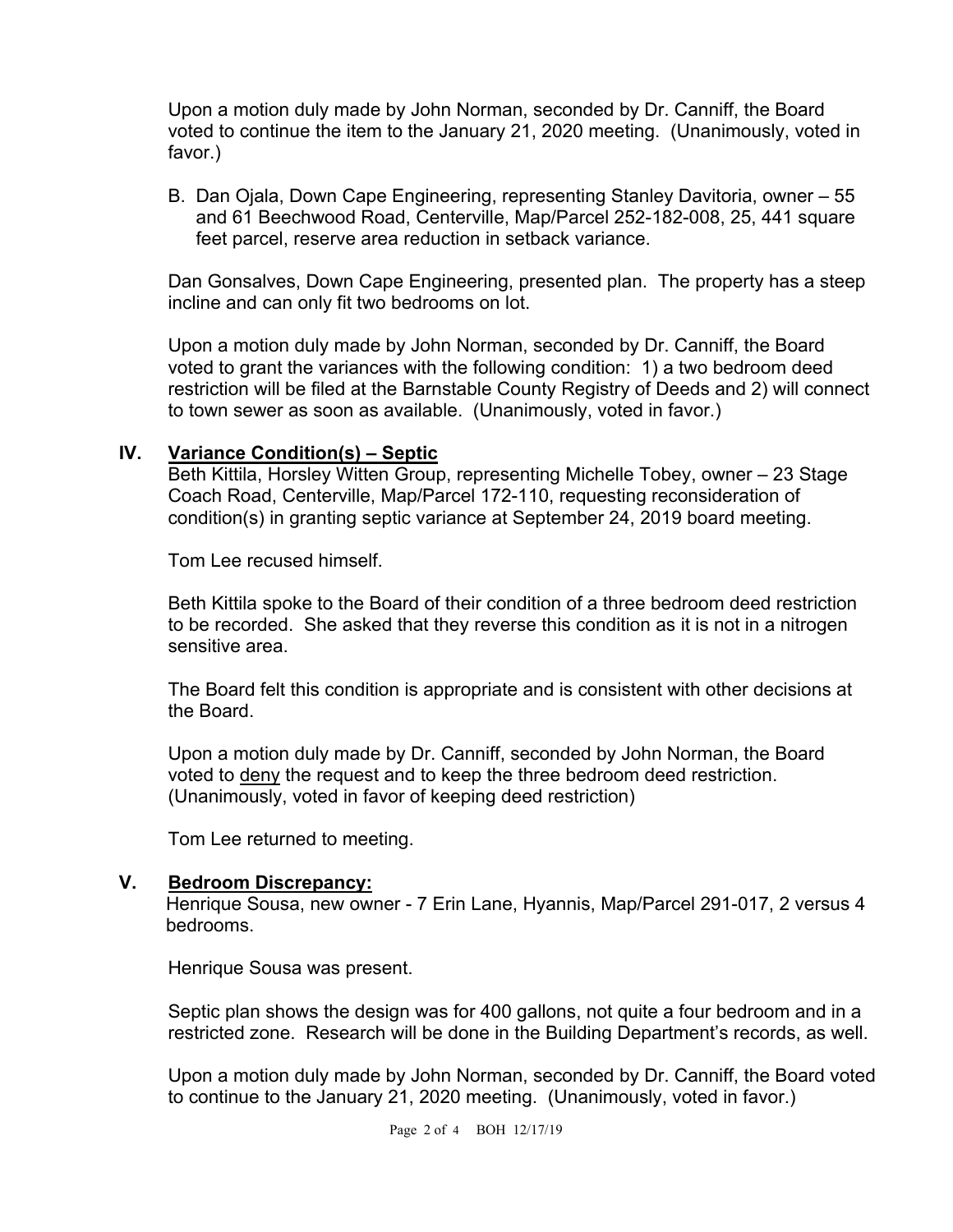Upon a motion duly made by John Norman, seconded by Dr. Canniff, the Board voted to continue the item to the January 21, 2020 meeting. (Unanimously, voted in favor.)

B. Dan Ojala, Down Cape Engineering, representing Stanley Davitoria, owner – 55 and 61 Beechwood Road, Centerville, Map/Parcel 252-182-008, 25, 441 square feet parcel, reserve area reduction in setback variance.

Dan Gonsalves, Down Cape Engineering, presented plan. The property has a steep incline and can only fit two bedrooms on lot.

Upon a motion duly made by John Norman, seconded by Dr. Canniff, the Board voted to grant the variances with the following condition: 1) a two bedroom deed restriction will be filed at the Barnstable County Registry of Deeds and 2) will connect to town sewer as soon as available. (Unanimously, voted in favor.)

## IV. Variance Condition(s) – Septic

Beth Kittila, Horsley Witten Group, representing Michelle Tobey, owner – 23 Stage Coach Road, Centerville, Map/Parcel 172-110, requesting reconsideration of condition(s) in granting septic variance at September 24, 2019 board meeting.

Tom Lee recused himself.

Beth Kittila spoke to the Board of their condition of a three bedroom deed restriction to be recorded. She asked that they reverse this condition as it is not in a nitrogen sensitive area.

The Board felt this condition is appropriate and is consistent with other decisions at the Board.

Upon a motion duly made by Dr. Canniff, seconded by John Norman, the Board voted to deny the request and to keep the three bedroom deed restriction. (Unanimously, voted in favor of keeping deed restriction)

Tom Lee returned to meeting.

## V. Bedroom Discrepancy:

Henrique Sousa, new owner - 7 Erin Lane, Hyannis, Map/Parcel 291-017, 2 versus 4 bedrooms.

Henrique Sousa was present.

Septic plan shows the design was for 400 gallons, not quite a four bedroom and in a restricted zone. Research will be done in the Building Department's records, as well.

Upon a motion duly made by John Norman, seconded by Dr. Canniff, the Board voted to continue to the January 21, 2020 meeting. (Unanimously, voted in favor.)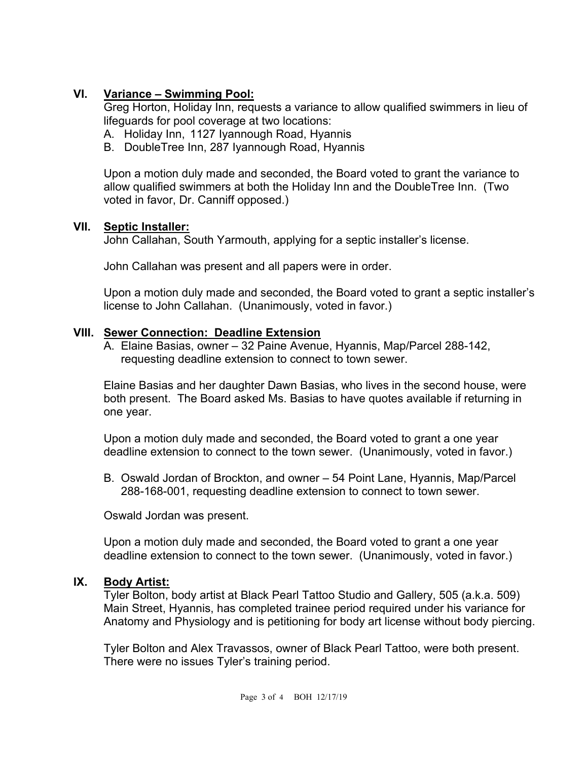## VI. Variance – Swimming Pool:

Greg Horton, Holiday Inn, requests a variance to allow qualified swimmers in lieu of lifeguards for pool coverage at two locations:

A. Holiday Inn, 1127 Iyannough Road, Hyannis
B. DoubleTree Inn, 287 Iyannough Road, Hyannis

Upon a motion duly made and seconded, the Board voted to grant the variance to allow qualified swimmers at both the Holiday Inn and the DoubleTree Inn. (Two voted in favor, Dr. Canniff opposed.)

## VII. Septic Installer:

John Callahan, South Yarmouth, applying for a septic installer's license.

John Callahan was present and all papers were in order.

Upon a motion duly made and seconded, the Board voted to grant a septic installer's license to John Callahan. (Unanimously, voted in favor.)

## VIII. Sewer Connection: Deadline Extension

A. Elaine Basias, owner – 32 Paine Avenue, Hyannis, Map/Parcel 288-142, requesting deadline extension to connect to town sewer.

Elaine Basias and her daughter Dawn Basias, who lives in the second house, were both present. The Board asked Ms. Basias to have quotes available if returning in one year.

Upon a motion duly made and seconded, the Board voted to grant a one year deadline extension to connect to the town sewer. (Unanimously, voted in favor.)

B. Oswald Jordan of Brockton, and owner – 54 Point Lane, Hyannis, Map/Parcel 288-168-001, requesting deadline extension to connect to town sewer.

Oswald Jordan was present.

Upon a motion duly made and seconded, the Board voted to grant a one year deadline extension to connect to the town sewer. (Unanimously, voted in favor.)

## IX. Body Artist:

Tyler Bolton, body artist at Black Pearl Tattoo Studio and Gallery, 505 (a.k.a. 509) Main Street, Hyannis, has completed trainee period required under his variance for Anatomy and Physiology and is petitioning for body art license without body piercing.

Tyler Bolton and Alex Travassos, owner of Black Pearl Tattoo, were both present. There were no issues Tyler's training period.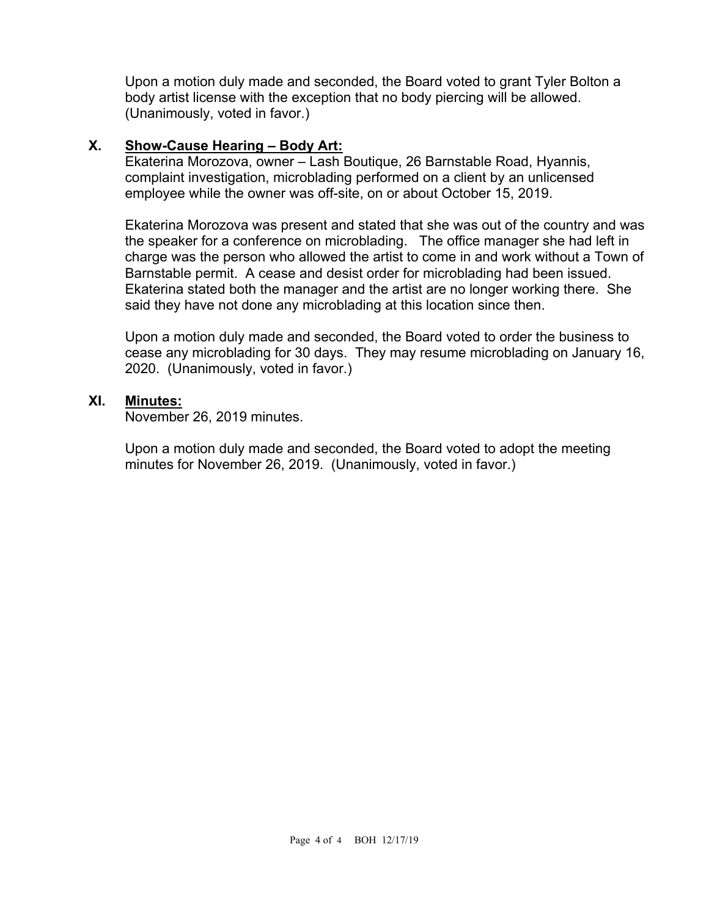Upon a motion duly made and seconded, the Board voted to grant Tyler Bolton a body artist license with the exception that no body piercing will be allowed. (Unanimously, voted in favor.)

## X. Show-Cause Hearing – Body Art:

Ekaterina Morozova, owner – Lash Boutique, 26 Barnstable Road, Hyannis, complaint investigation, microblading performed on a client by an unlicensed employee while the owner was off-site, on or about October 15, 2019.

Ekaterina Morozova was present and stated that she was out of the country and was the speaker for a conference on microblading. The office manager she had left in charge was the person who allowed the artist to come in and work without a Town of Barnstable permit. A cease and desist order for microblading had been issued. Ekaterina stated both the manager and the artist are no longer working there. She said they have not done any microblading at this location since then.

Upon a motion duly made and seconded, the Board voted to order the business to cease any microblading for 30 days. They may resume microblading on January 16, 2020. (Unanimously, voted in favor.)

## XI. Minutes:

November 26, 2019 minutes.

Upon a motion duly made and seconded, the Board voted to adopt the meeting minutes for November 26, 2019. (Unanimously, voted in favor.)